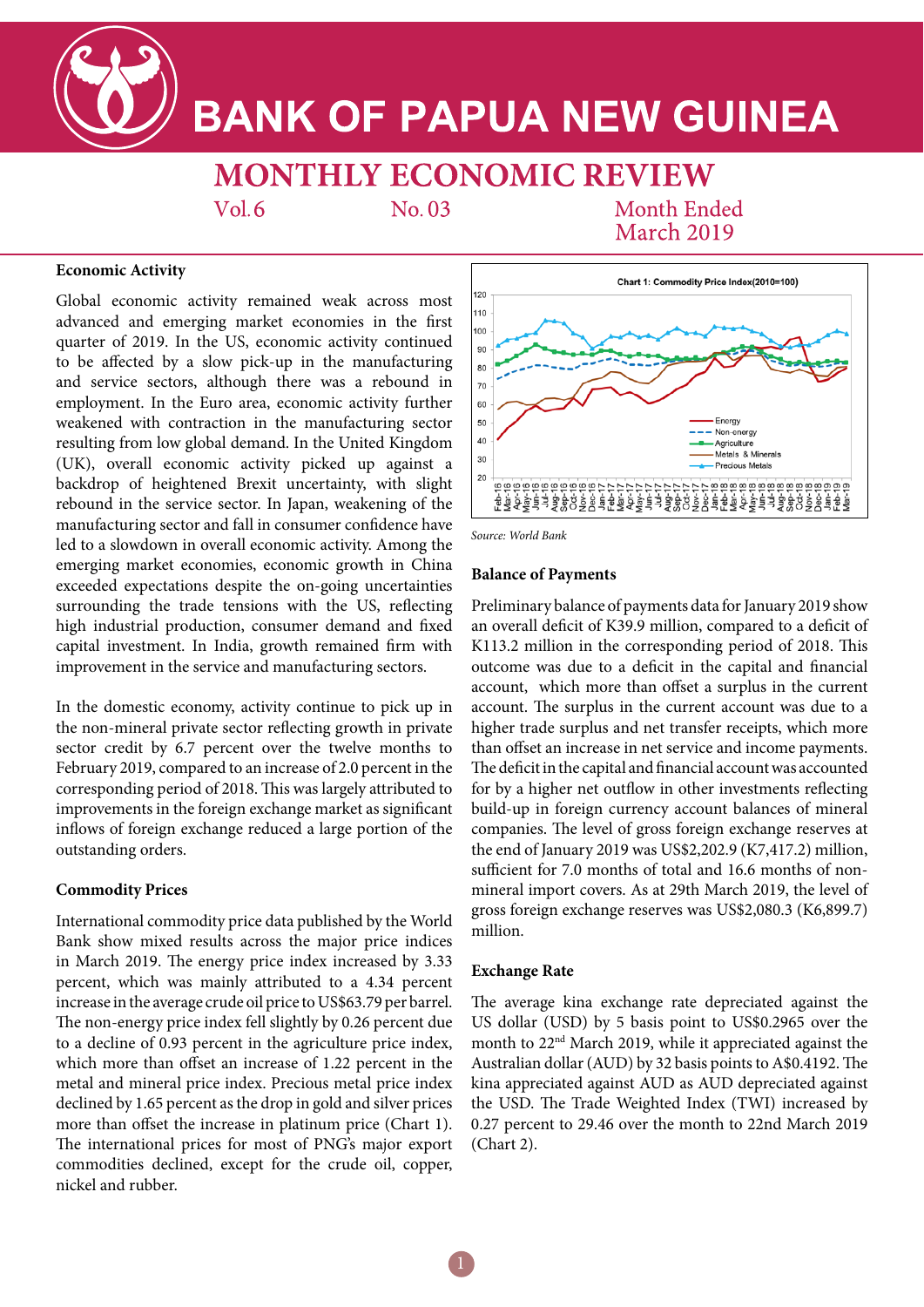# BANK OF PAPUA NEW GUINEA

## MONTHLY ECONOMIC REVIEW

Vol.6 No. 03 Month Ended March 2019

### Economic Activity

Global economic activity remained weak across most advanced and emerging market economies in the first quarter of 2019. In the US, economic activity continued to be affected by a slow pick-up in the manufacturing and service sectors, although there was a rebound in employment. In the Euro area, economic activity further weakened with contraction in the manufacturing sector resulting from low global demand. In the United Kingdom (UK), overall economic activity picked up against a backdrop of heightened Brexit uncertainty, with slight rebound in the service sector. In Japan, weakening of the manufacturing sector and fall in consumer confidence have led to a slowdown in overall economic activity. Among the emerging market economies, economic growth in China exceeded expectations despite the on-going uncertainties surrounding the trade tensions with the US, reflecting high industrial production, consumer demand and fixed capital investment. In India, growth remained firm with improvement in the service and manufacturing sectors.

In the domestic economy, activity continue to pick up in the non-mineral private sector reflecting growth in private sector credit by 6.7 percent over the twelve months to February 2019, compared to an increase of 2.0 percent in the corresponding period of 2018. This was largely attributed to improvements in the foreign exchange market as significant inflows of foreign exchange reduced a large portion of the outstanding orders.

### Commodity Prices

International commodity price data published by the World Bank show mixed results across the major price indices in March 2019. The energy price index increased by 3.33 percent, which was mainly attributed to a 4.34 percent increase in the average crude oil price to US$63.79 per barrel. The non-energy price index fell slightly by 0.26 percent due to a decline of 0.93 percent in the agriculture price index, which more than offset an increase of 1.22 percent in the metal and mineral price index. Precious metal price index declined by 1.65 percent as the drop in gold and silver prices more than offset the increase in platinum price (Chart 1). The international prices for most of PNG's major export commodities declined, except for the crude oil, copper, nickel and rubber.

Chart 1: Commodity Price Index(2010=100)

*Source: World Bank*

### Balance of Payments

Preliminary balance of payments data for January 2019 show an overall deficit of K39.9 million, compared to a deficit of K113.2 million in the corresponding period of 2018. This outcome was due to a deficit in the capital and financial account, which more than offset a surplus in the current account. The surplus in the current account was due to a higher trade surplus and net transfer receipts, which more than offset an increase in net service and income payments. The deficit in the capital and financial account was accounted for by a higher net outflow in other investments reflecting build-up in foreign currency account balances of mineral companies. The level of gross foreign exchange reserves at the end of January 2019 was US$2,202.9 (K7,417.2) million, sufficient for 7.0 months of total and 16.6 months of non-mineral import covers. As at 29th March 2019, the level of gross foreign exchange reserves was US$2,080.3 (K6,899.7) million.

### Exchange Rate

The average kina exchange rate depreciated against the US dollar (USD) by 5 basis point to US$0.2965 over the month to 22nd March 2019, while it appreciated against the Australian dollar (AUD) by 32 basis points to A$0.4192. The kina appreciated against AUD as AUD depreciated against the USD. The Trade Weighted Index (TWI) increased by 0.27 percent to 29.46 over the month to 22nd March 2019 (Chart 2).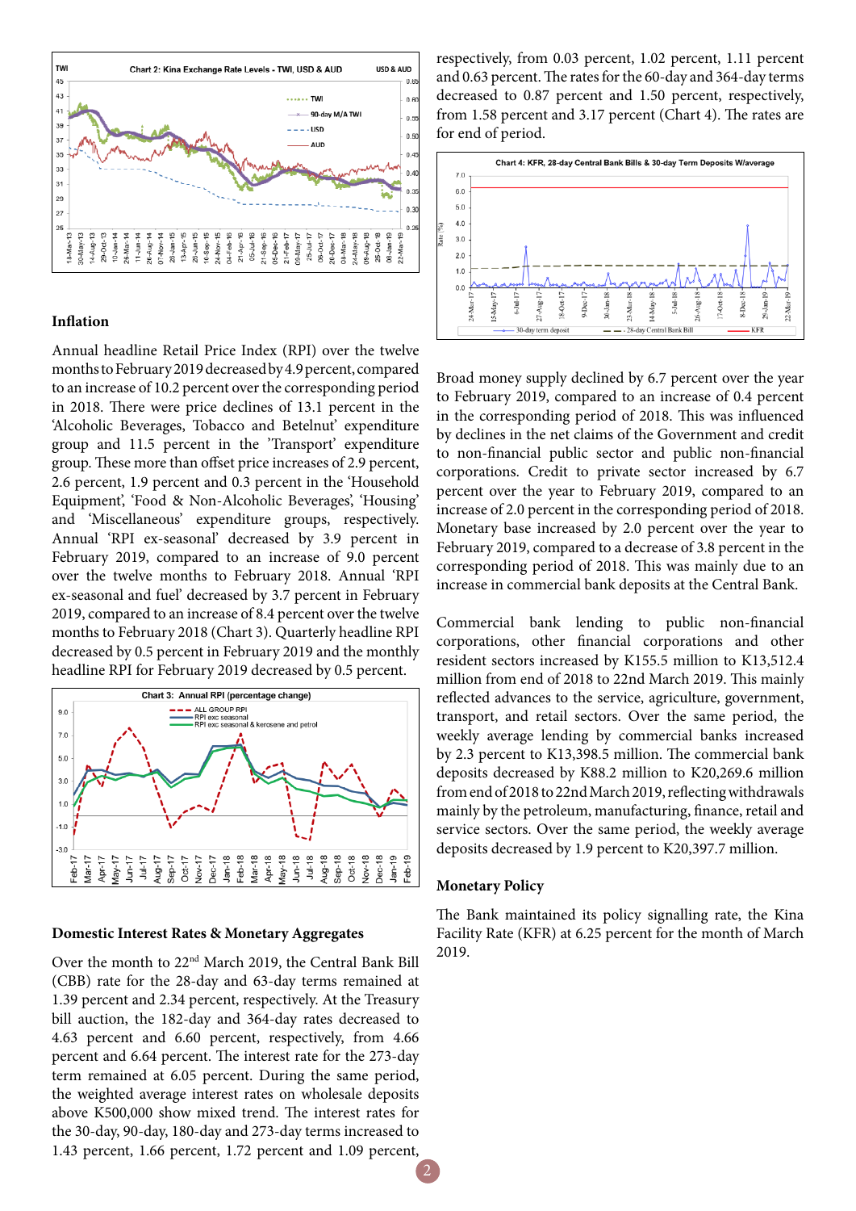Chart 2: Kina Exchange Rate Levels - TWI, USD & AUD

## Inflation

Annual headline Retail Price Index (RPI) over the twelve months to February 2019 decreased by 4.9 percent, compared to an increase of 10.2 percent over the corresponding period in 2018. There were price declines of 13.1 percent in the 'Alcoholic Beverages, Tobacco and Betelnut' expenditure group and 11.5 percent in the 'Transport' expenditure group. These more than offset price increases of 2.9 percent, 2.6 percent, 1.9 percent and 0.3 percent in the 'Household Equipment', 'Food & Non-Alcoholic Beverages', 'Housing' and 'Miscellaneous' expenditure groups, respectively. Annual 'RPI ex-seasonal' decreased by 3.9 percent in February 2019, compared to an increase of 9.0 percent over the twelve months to February 2018. Annual 'RPI ex-seasonal and fuel' decreased by 3.7 percent in February 2019, compared to an increase of 8.4 percent over the twelve months to February 2018 (Chart 3). Quarterly headline RPI decreased by 0.5 percent in February 2019 and the monthly headline RPI for February 2019 decreased by 0.5 percent.

Chart 3: Annual RPI (percentage change)

## Domestic Interest Rates & Monetary Aggregates

Over the month to 22nd March 2019, the Central Bank Bill (CBB) rate for the 28-day and 63-day terms remained at 1.39 percent and 2.34 percent, respectively. At the Treasury bill auction, the 182-day and 364-day rates decreased to 4.63 percent and 6.60 percent, respectively, from 4.66 percent and 6.64 percent. The interest rate for the 273-day term remained at 6.05 percent. During the same period, the weighted average interest rates on wholesale deposits above K500,000 show mixed trend. The interest rates for the 30-day, 90-day, 180-day and 273-day terms increased to 1.43 percent, 1.66 percent, 1.72 percent and 1.09 percent, respectively, from 0.03 percent, 1.02 percent, 1.11 percent and 0.63 percent. The rates for the 60-day and 364-day terms decreased to 0.87 percent and 1.50 percent, respectively, from 1.58 percent and 3.17 percent (Chart 4). The rates are for end of period.

Chart 4: KFR, 28-day Central Bank Bills & 30-day Term Deposits W/average

Broad money supply declined by 6.7 percent over the year to February 2019, compared to an increase of 0.4 percent in the corresponding period of 2018. This was influenced by declines in the net claims of the Government and credit to non-financial public sector and public non-financial corporations. Credit to private sector increased by 6.7 percent over the year to February 2019, compared to an increase of 2.0 percent in the corresponding period of 2018. Monetary base increased by 2.0 percent over the year to February 2019, compared to a decrease of 3.8 percent in the corresponding period of 2018. This was mainly due to an increase in commercial bank deposits at the Central Bank.

Commercial bank lending to public non-financial corporations, other financial corporations and other resident sectors increased by K155.5 million to K13,512.4 million from end of 2018 to 22nd March 2019. This mainly reflected advances to the service, agriculture, government, transport, and retail sectors. Over the same period, the weekly average lending by commercial banks increased by 2.3 percent to K13,398.5 million. The commercial bank deposits decreased by K88.2 million to K20,269.6 million from end of 2018 to 22nd March 2019, reflecting withdrawals mainly by the petroleum, manufacturing, finance, retail and service sectors. Over the same period, the weekly average deposits decreased by 1.9 percent to K20,397.7 million.

## Monetary Policy

The Bank maintained its policy signalling rate, the Kina Facility Rate (KFR) at 6.25 percent for the month of March 2019.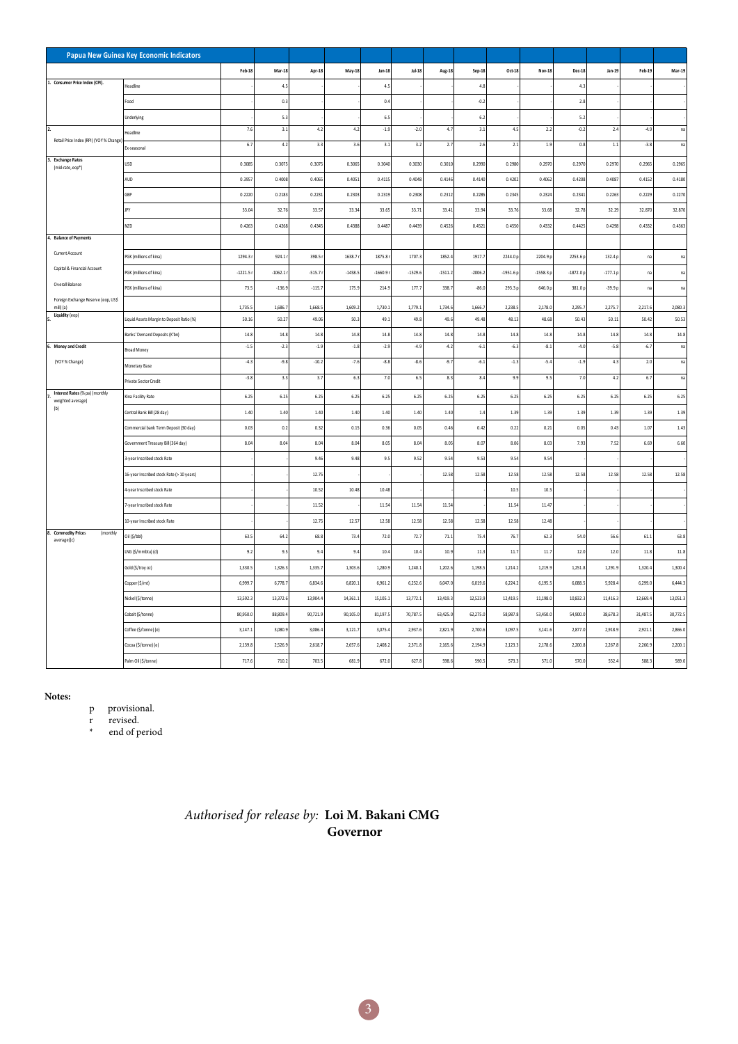| Papua New Guinea Key Economic Indicators | | | | | | | | | | | | | | | |
|---|---|---|---|---|---|---|---|---|---|---|---|---|---|---|---|
| | | Feb-18 | Mar-18 | Apr-18 | May-18 | Jun-18 | Jul-18 | Aug-18 | Sep-18 | Oct-18 | Nov-18 | Dec-18 | Jan-19 | Feb-19 | Mar-19 |
| 1. Consumer Price Index (CPI). | Headline | - | 4.5 | | - | 4.5 | | - | 4.8 | | - | 4.3 | | - | - |
| | Food | - | 0.3 | | - | 0.4 | | - | -0.2 | | - | 2.8 | | - | - |
| | Underlying | - | 5.3 | | - | 6.5 | | - | 6.2 | | - | 5.2 | | - | - |
| 2. Retail Price Index (RPI) (YOY % Change) | Headline | 7.6 | 3.1 | 4.2 | 4.2 | -1.9 | -2.0 | 4.7 | 3.1 | 4.5 | 2.2 | -0.2 | 2.4 | -4.9 | na |
| | Ex-seasonal | 6.7 | 4.2 | 3.3 | 3.6 | 3.1 | 3.2 | 2.7 | 2.6 | 2.1 | 1.9 | 0.8 | 1.1 | -3.8 | na |
| 3. Exchange Rates (mid-rate, eop*) | USD | 0.3085 | 0.3075 | 0.3075 | 0.3065 | 0.3040 | 0.3030 | 0.3010 | 0.2990 | 0.2980 | 0.2970 | 0.2970 | 0.2970 | 0.2965 | 0.2965 |
| | AUD | 0.3957 | 0.4008 | 0.4065 | 0.4051 | 0.4115 | 0.4048 | 0.4146 | 0.4140 | 0.4202 | 0.4062 | 0.4208 | 0.4087 | 0.4152 | 0.4180 |
| | GBP | 0.2220 | 0.2183 | 0.2231 | 0.2303 | 0.2319 | 0.2308 | 0.2312 | 0.2285 | 0.2345 | 0.2324 | 0.2341 | 0.2263 | 0.2229 | 0.2270 |
| | JPY | 33.04 | 32.76 | 33.57 | 33.34 | 33.65 | 33.71 | 33.41 | 33.94 | 33.76 | 33.68 | 32.78 | 32.29 | 32.870 | 32.870 |
| | NZD | 0.4263 | 0.4268 | 0.4345 | 0.4388 | 0.4487 | 0.4439 | 0.4526 | 0.4521 | 0.4550 | 0.4332 | 0.4425 | 0.4298 | 0.4332 | 0.4363 |
| 4. Balance of Payments | | | | | | | | | | | | | | | |
| Current Account | PGK (millions of kina) | 1294.3 r | 924.1 r | 398.5 r | 1638.7 r | 1875.8 r | 1707.3 | 1852.4 | 1917.7 | 2244.0 p | 2204.9 p | 2253.6 p | 132.4 p | na | na |
| Capital & Financial Account | PGK (millions of kina) | -1221.5 r | -1062.1 r | -515.7 r | -1458.5 | -1660.9 r | -1529.6 | -1511.2 | -2006.2 | -1951.6 p | -1558.3 p | -1872.0 p | -177.1 p | na | na |
| Overall Balance | PGK (millions of kina) | 73.5 | -136.9 | -115.7 | 175.9 | 214.9 | 177.7 | 338.7 | -86.0 | 293.3 p | 646.0 p | 381.0 p | -39.9 p | na | na |
| Foreign Exchange Reserve (eop, US$ mil) (a) | | 1,735.5 | 1,686.7 | 1,668.5 | 1,609.2 | 1,730.1 | 1,779.1 | 1,734.6 | 1,666.7 | 2,238.5 | 2,178.0 | 2,295.7 | 2,275.7 | 2,217.6 | 2,080.3 |
| 5. Liquidity (eop) | Liquid Assets Margin to Deposit Ratio (%) | 50.16 | 50.27 | 49.06 | 50.3 | 49.1 | 49.8 | 49.6 | 49.48 | 48.13 | 48.68 | 50.43 | 50.11 | 50.42 | 50.53 |
| | Banks' Demand Deposits (K'bn) | 14.8 | 14.8 | 14.8 | 14.8 | 14.8 | 14.8 | 14.8 | 14.8 | 14.8 | 14.8 | 14.8 | 14.8 | 14.8 | 14.8 |
| 6. Money and Credit (YOY % Change) | Broad Money | -1.5 | -2.3 | -1.9 | -1.8 | -2.9 | -4.9 | -4.2 | -6.1 | -6.3 | -8.1 | -4.0 | -5.8 | -6.7 | na |
| | Monetary Base | -4.3 | -9.8 | -10.2 | -7.6 | -8.8 | -8.6 | -9.7 | -6.1 | -1.3 | -5.4 | -1.9 | 4.3 | 2.0 | na |
| | Private Sector Credit | -3.8 | 3.3 | 3.7 | 6.3 | 7.0 | 6.5 | 8.3 | 8.4 | 9.9 | 9.5 | 7.0 | 4.2 | 6.7 | na |
| 7. Interest Rates (% pa) (monthly weighted average) (b) | Kina Facility Rate | 6.25 | 6.25 | 6.25 | 6.25 | 6.25 | 6.25 | 6.25 | 6.25 | 6.25 | 6.25 | 6.25 | 6.25 | 6.25 | 6.25 |
| | Central Bank Bill (28 day) | 1.40 | 1.40 | 1.40 | 1.40 | 1.40 | 1.40 | 1.40 | 1.4 | 1.39 | 1.39 | 1.39 | 1.39 | 1.39 | 1.39 |
| | Commercial bank Term Deposit (30 day) | 0.03 | 0.2 | 0.32 | 0.15 | 0.36 | 0.05 | 0.46 | 0.42 | 0.22 | 0.21 | 0.05 | 0.43 | 1.07 | 1.43 |
| | Government Treasury Bill (364 day) | 8.04 | 8.04 | 8.04 | 8.04 | 8.05 | 8.04 | 8.05 | 8.07 | 8.06 | 8.03 | 7.93 | 7.52 | 6.69 | 6.60 |
| | 3-year Inscribed stock Rate | - | - | 9.46 | 9.48 | 9.5 | 9.52 | 9.54 | 9.53 | 9.54 | 9.54 | | - | - | |
| | 16-year Inscribed stock Rate (> 10 years) | - | - | 12.75 | - | - | - | 12.58 | 12.58 | 12.58 | 12.58 | 12.58 | 12.58 | 12.58 | 12.58 |
| | 4-year Inscribed stock Rate | - | - | 10.52 | 10.48 | 10.48 | | | | 10.5 | 10.5 | | | | - |
| | 7-year Inscribed stock Rate | - | - | 11.52 | - | 11.54 | 11.54 | 11.54 | | 11.54 | 11.47 | | | | - |
| | 10-year Inscribed stock Rate | - | - | 12.75 | 12.57 | 12.58 | 12.58 | 12.58 | 12.58 | 12.58 | 12.48 | | - | - | - |
| 8. Commodity Prices (monthly average)(c) | Oil ($/bbl) | 63.5 | 64.2 | 68.8 | 73.4 | 72.0 | 72.7 | 71.1 | 75.4 | 76.7 | 62.3 | 54.0 | 56.6 | 61.1 | 63.8 |
| | LNG ($/mmbtu) (d) | 9.2 | 9.5 | 9.4 | 9.4 | 10.4 | 10.4 | 10.9 | 11.3 | 11.7 | 11.7 | 12.0 | 12.0 | 11.8 | 11.8 |
| | Gold ($/troy oz) | 1,330.5 | 1,326.3 | 1,335.7 | 1,303.6 | 1,280.9 | 1,240.1 | 1,202.6 | 1,198.5 | 1,214.2 | 1,219.9 | 1,251.8 | 1,291.9 | 1,320.4 | 1,300.4 |
| | Copper ($/mt) | 6,999.7 | 6,778.7 | 6,834.6 | 6,820.1 | 6,961.2 | 6,252.6 | 6,047.0 | 6,019.6 | 6,224.2 | 6,195.5 | 6,088.5 | 5,928.4 | 6,299.0 | 6,444.3 |
| | Nickel ($/tonne) | 13,592.3 | 13,372.6 | 13,904.4 | 14,361.1 | 15,105.1 | 13,772.1 | 13,419.3 | 12,523.9 | 12,419.5 | 11,198.0 | 10,832.3 | 11,416.3 | 12,669.4 | 13,051.3 |
| | Cobalt ($/tonne) | 80,950.0 | 88,809.4 | 90,721.9 | 90,105.0 | 81,197.5 | 70,787.5 | 63,425.0 | 62,275.0 | 58,987.8 | 53,450.0 | 54,900.0 | 38,678.3 | 31,487.5 | 30,772.5 |
| | Coffee ($/tonne) (e) | 3,147.1 | 3,080.9 | 3,086.4 | 3,121.7 | 3,075.4 | 2,937.6 | 2,821.9 | 2,700.6 | 3,097.5 | 3,141.6 | 2,877.0 | 2,918.9 | 2,921.1 | 2,866.0 |
| | Cocoa ($/tonne) (e) | 2,139.8 | 2,526.9 | 2,618.7 | 2,657.6 | 2,408.2 | 2,371.8 | 2,165.6 | 2,194.9 | 2,123.3 | 2,178.6 | 2,200.8 | 2,267.8 | 2,260.9 | 2,200.1 |
| | Palm Oil ($/tonne) | 717.6 | 710.2 | 703.5 | 681.9 | 672.0 | 627.8 | 598.6 | 590.5 | 573.3 | 571.0 | 570.0 | 552.4 | 588.3 | 589.0 |

**Notes:**

p provisional.
r revised.
* end of period

*Authorised for release by:* **Loi M. Bakani CMG**
**Governor**